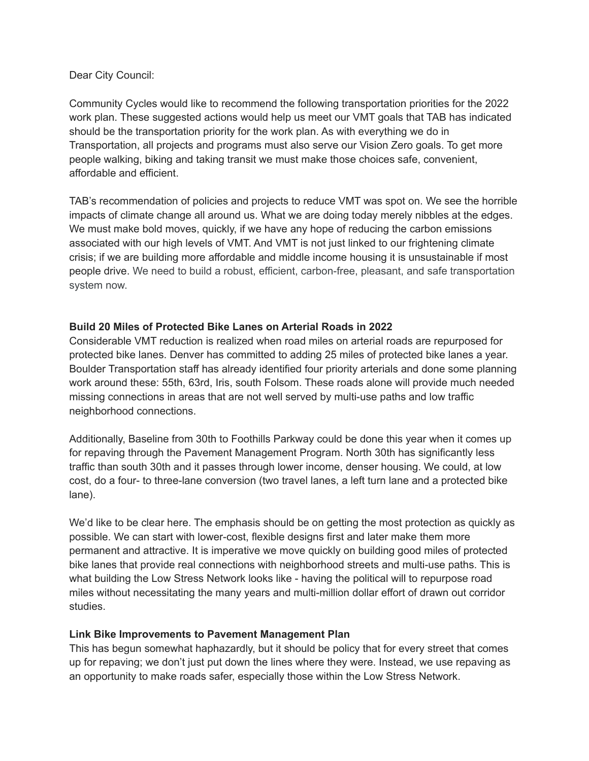Dear City Council:

Community Cycles would like to recommend the following transportation priorities for the 2022 work plan. These suggested actions would help us meet our VMT goals that TAB has indicated should be the transportation priority for the work plan. As with everything we do in Transportation, all projects and programs must also serve our Vision Zero goals. To get more people walking, biking and taking transit we must make those choices safe, convenient, affordable and efficient.

TAB's recommendation of policies and projects to reduce VMT was spot on. We see the horrible impacts of climate change all around us. What we are doing today merely nibbles at the edges. We must make bold moves, quickly, if we have any hope of reducing the carbon emissions associated with our high levels of VMT. And VMT is not just linked to our frightening climate crisis; if we are building more affordable and middle income housing it is unsustainable if most people drive. We need to build a robust, efficient, carbon-free, pleasant, and safe transportation system now.

**Build 20 Miles of Protected Bike Lanes on Arterial Roads in 2022**

Considerable VMT reduction is realized when road miles on arterial roads are repurposed for protected bike lanes. Denver has committed to adding 25 miles of protected bike lanes a year. Boulder Transportation staff has already identified four priority arterials and done some planning work around these: 55th, 63rd, Iris, south Folsom. These roads alone will provide much needed missing connections in areas that are not well served by multi-use paths and low traffic neighborhood connections.

Additionally, Baseline from 30th to Foothills Parkway could be done this year when it comes up for repaving through the Pavement Management Program. North 30th has significantly less traffic than south 30th and it passes through lower income, denser housing. We could, at low cost, do a four- to three-lane conversion (two travel lanes, a left turn lane and a protected bike lane).

We'd like to be clear here. The emphasis should be on getting the most protection as quickly as possible. We can start with lower-cost, flexible designs first and later make them more permanent and attractive. It is imperative we move quickly on building good miles of protected bike lanes that provide real connections with neighborhood streets and multi-use paths. This is what building the Low Stress Network looks like - having the political will to repurpose road miles without necessitating the many years and multi-million dollar effort of drawn out corridor studies.

**Link Bike Improvements to Pavement Management Plan**

This has begun somewhat haphazardly, but it should be policy that for every street that comes up for repaving; we don't just put down the lines where they were. Instead, we use repaving as an opportunity to make roads safer, especially those within the Low Stress Network.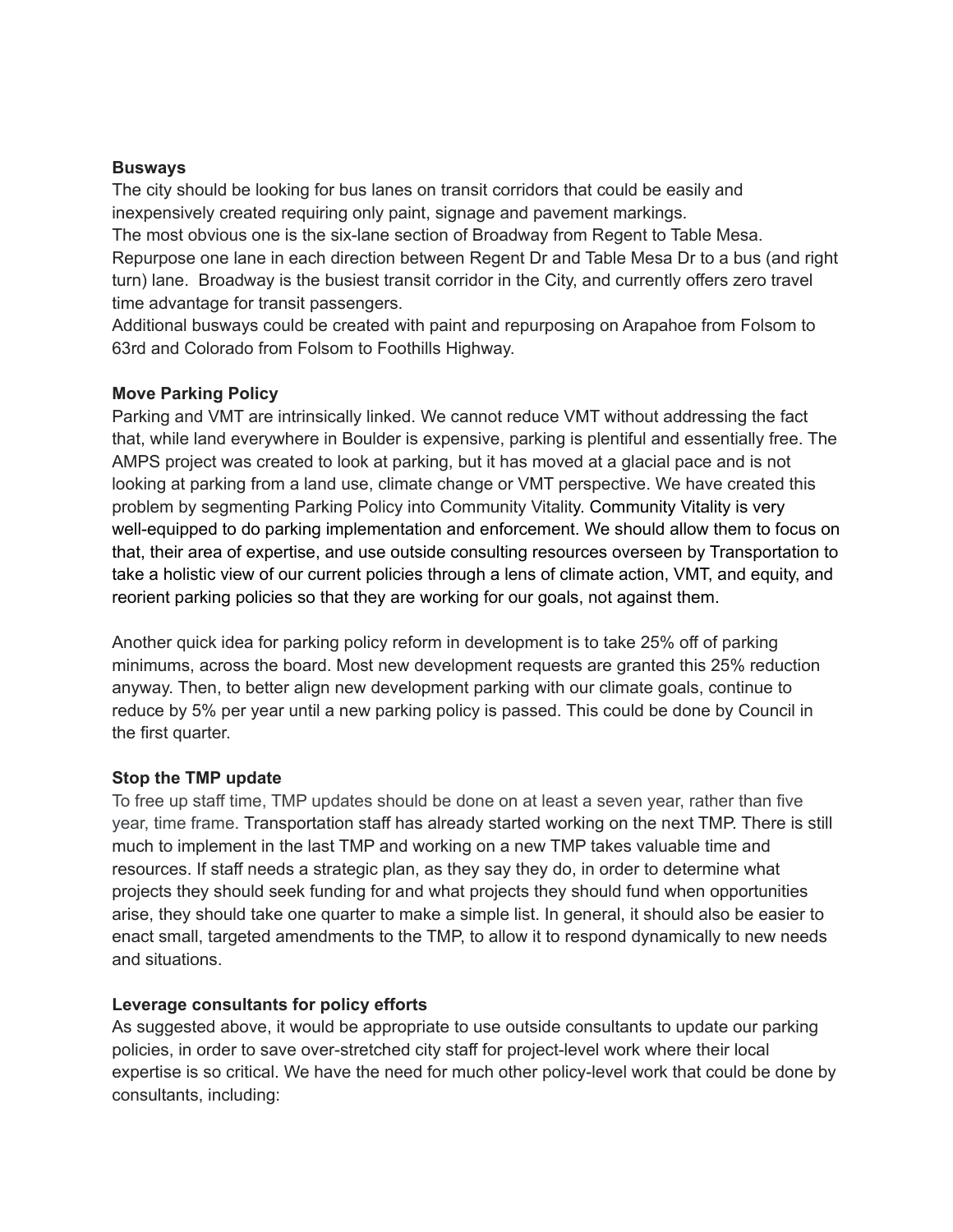**Busways**

The city should be looking for bus lanes on transit corridors that could be easily and inexpensively created requiring only paint, signage and pavement markings.

The most obvious one is the six-lane section of Broadway from Regent to Table Mesa. Repurpose one lane in each direction between Regent Dr and Table Mesa Dr to a bus (and right turn) lane. Broadway is the busiest transit corridor in the City, and currently offers zero travel time advantage for transit passengers.

Additional busways could be created with paint and repurposing on Arapahoe from Folsom to 63rd and Colorado from Folsom to Foothills Highway.

**Move Parking Policy**

Parking and VMT are intrinsically linked. We cannot reduce VMT without addressing the fact that, while land everywhere in Boulder is expensive, parking is plentiful and essentially free. The AMPS project was created to look at parking, but it has moved at a glacial pace and is not looking at parking from a land use, climate change or VMT perspective. We have created this problem by segmenting Parking Policy into Community Vitality. Community Vitality is very well-equipped to do parking implementation and enforcement. We should allow them to focus on that, their area of expertise, and use outside consulting resources overseen by Transportation to take a holistic view of our current policies through a lens of climate action, VMT, and equity, and reorient parking policies so that they are working for our goals, not against them.

Another quick idea for parking policy reform in development is to take 25% off of parking minimums, across the board. Most new development requests are granted this 25% reduction anyway. Then, to better align new development parking with our climate goals, continue to reduce by 5% per year until a new parking policy is passed. This could be done by Council in the first quarter.

**Stop the TMP update**

To free up staff time, TMP updates should be done on at least a seven year, rather than five year, time frame. Transportation staff has already started working on the next TMP. There is still much to implement in the last TMP and working on a new TMP takes valuable time and resources. If staff needs a strategic plan, as they say they do, in order to determine what projects they should seek funding for and what projects they should fund when opportunities arise, they should take one quarter to make a simple list. In general, it should also be easier to enact small, targeted amendments to the TMP, to allow it to respond dynamically to new needs and situations.

**Leverage consultants for policy efforts**

As suggested above, it would be appropriate to use outside consultants to update our parking policies, in order to save over-stretched city staff for project-level work where their local expertise is so critical. We have the need for much other policy-level work that could be done by consultants, including: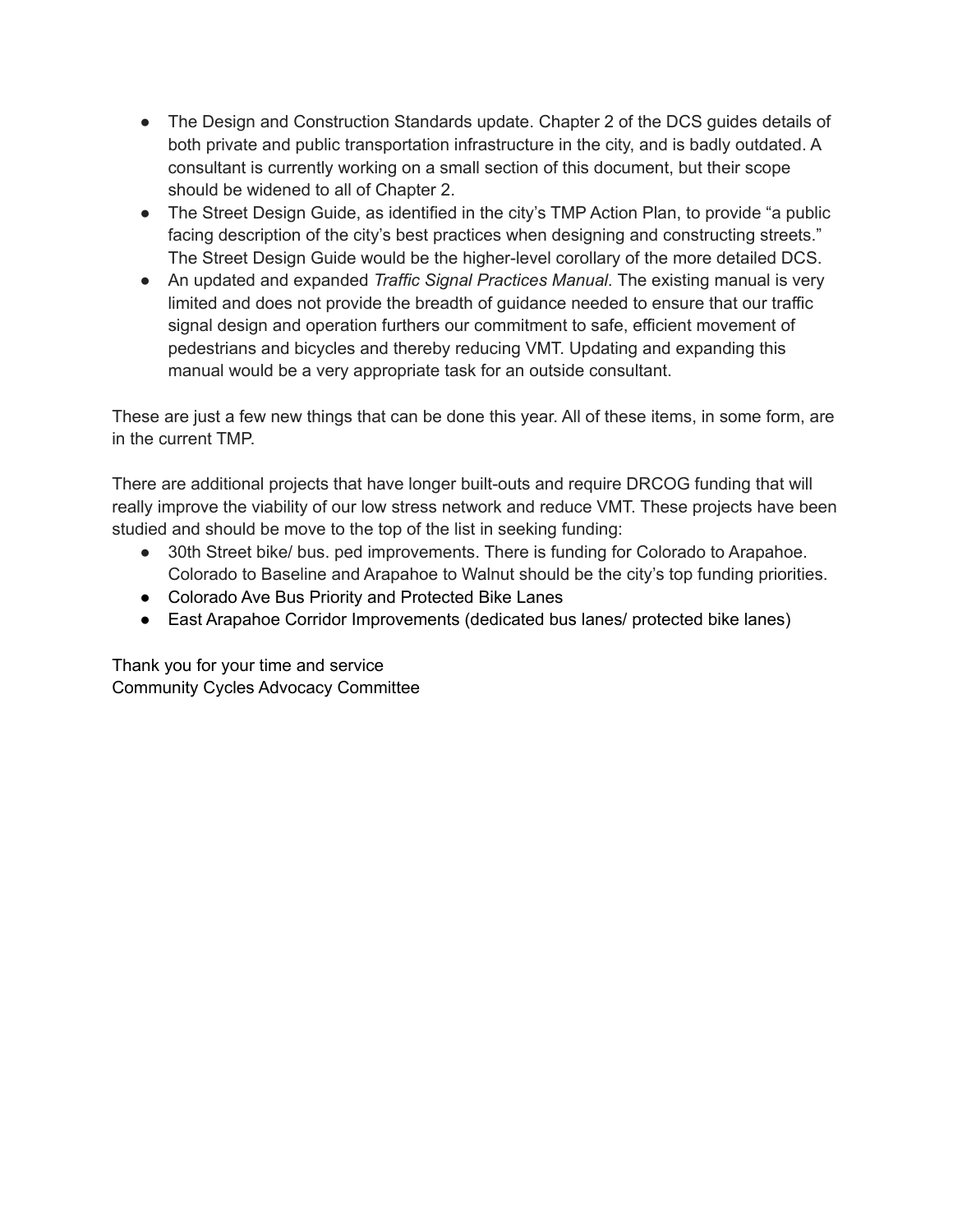- The Design and Construction Standards update. Chapter 2 of the DCS guides details of both private and public transportation infrastructure in the city, and is badly outdated. A consultant is currently working on a small section of this document, but their scope should be widened to all of Chapter 2.
- The Street Design Guide, as identified in the city's TMP Action Plan, to provide "a public facing description of the city's best practices when designing and constructing streets." The Street Design Guide would be the higher-level corollary of the more detailed DCS.
- An updated and expanded *Traffic Signal Practices Manual*. The existing manual is very limited and does not provide the breadth of guidance needed to ensure that our traffic signal design and operation furthers our commitment to safe, efficient movement of pedestrians and bicycles and thereby reducing VMT. Updating and expanding this manual would be a very appropriate task for an outside consultant.

These are just a few new things that can be done this year. All of these items, in some form, are in the current TMP.

There are additional projects that have longer built-outs and require DRCOG funding that will really improve the viability of our low stress network and reduce VMT. These projects have been studied and should be move to the top of the list in seeking funding:

- 30th Street bike/ bus. ped improvements. There is funding for Colorado to Arapahoe. Colorado to Baseline and Arapahoe to Walnut should be the city's top funding priorities.
- Colorado Ave Bus Priority and Protected Bike Lanes
- East Arapahoe Corridor Improvements (dedicated bus lanes/ protected bike lanes)

Thank you for your time and service
Community Cycles Advocacy Committee